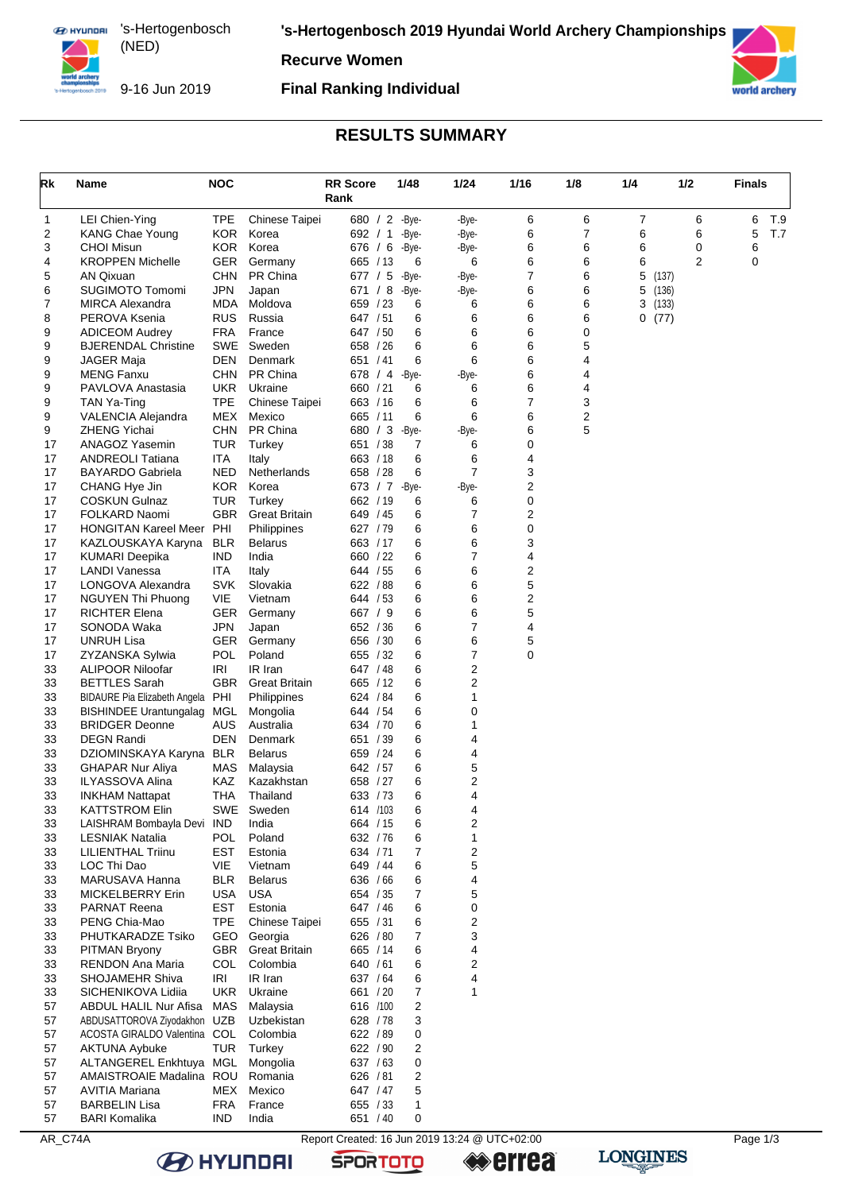# 's-Hertogenbosch 2019 Hyundai World Archery Championships

's-Hertogenbosch (NED)

9-16 Jun 2019

## Recurve Women

## Final Ranking Individual

## RESULTS SUMMARY

| Rk | Name | NOC | | RR Score / Rank | 1/48 | 1/24 | 1/16 | 1/8 | 1/4 | 1/2 | Finals |
|---|---|---|---|---|---|---|---|---|---|---|---|
| 1 | LEI Chien-Ying | TPE | Chinese Taipei | 680 / 2 | -Bye- | -Bye- | 6 | 6 | 7 | 6 | 6 T.9 |
| 2 | KANG Chae Young | KOR | Korea | 692 / 1 | -Bye- | -Bye- | 6 | 7 | 6 | 6 | 5 T.7 |
| 3 | CHOI Misun | KOR | Korea | 676 / 6 | -Bye- | -Bye- | 6 | 6 | 6 | 0 | 6 |
| 4 | KROPPEN Michelle | GER | Germany | 665 / 13 | 6 | 6 | 6 | 6 | 6 | 2 | 0 |
| 5 | AN Qixuan | CHN | PR China | 677 / 5 | -Bye- | -Bye- | 7 | 6 | 5 (137) | | |
| 6 | SUGIMOTO Tomomi | JPN | Japan | 671 / 8 | -Bye- | -Bye- | 6 | 6 | 5 (136) | | |
| 7 | MIRCA Alexandra | MDA | Moldova | 659 / 23 | 6 | 6 | 6 | 6 | 3 (133) | | |
| 8 | PEROVA Ksenia | RUS | Russia | 647 / 51 | 6 | 6 | 6 | 6 | 0 (77) | | |
| 9 | ADICEOM Audrey | FRA | France | 647 / 50 | 6 | 6 | 6 | 0 | | | |
| 9 | BJERENDAL Christine | SWE | Sweden | 658 / 26 | 6 | 6 | 6 | 5 | | | |
| 9 | JAGER Maja | DEN | Denmark | 651 / 41 | 6 | 6 | 6 | 4 | | | |
| 9 | MENG Fanxu | CHN | PR China | 678 / 4 | -Bye- | -Bye- | 6 | 4 | | | |
| 9 | PAVLOVA Anastasia | UKR | Ukraine | 660 / 21 | 6 | 6 | 6 | 4 | | | |
| 9 | TAN Ya-Ting | TPE | Chinese Taipei | 663 / 16 | 6 | 6 | 7 | 3 | | | |
| 9 | VALENCIA Alejandra | MEX | Mexico | 665 / 11 | 6 | 6 | 6 | 2 | | | |
| 9 | ZHENG Yichai | CHN | PR China | 680 / 3 | -Bye- | -Bye- | 6 | 5 | | | |
| 17 | ANAGOZ Yasemin | TUR | Turkey | 651 / 38 | 7 | 6 | 0 | | | | |
| 17 | ANDREOLI Tatiana | ITA | Italy | 663 / 18 | 6 | 6 | 4 | | | | |
| 17 | BAYARDO Gabriela | NED | Netherlands | 658 / 28 | 6 | 7 | 3 | | | | |
| 17 | CHANG Hye Jin | KOR | Korea | 673 / 7 | -Bye- | -Bye- | 2 | | | | |
| 17 | COSKUN Gulnaz | TUR | Turkey | 662 / 19 | 6 | 6 | 0 | | | | |
| 17 | FOLKARD Naomi | GBR | Great Britain | 649 / 45 | 6 | 7 | 2 | | | | |
| 17 | HONGITAN Kareel Meer | PHI | Philippines | 627 / 79 | 6 | 6 | 0 | | | | |
| 17 | KAZLOUSKAYA Karyna | BLR | Belarus | 663 / 17 | 6 | 6 | 3 | | | | |
| 17 | KUMARI Deepika | IND | India | 660 / 22 | 6 | 7 | 4 | | | | |
| 17 | LANDI Vanessa | ITA | Italy | 644 / 55 | 6 | 6 | 2 | | | | |
| 17 | LONGOVA Alexandra | SVK | Slovakia | 622 / 88 | 6 | 6 | 5 | | | | |
| 17 | NGUYEN Thi Phuong | VIE | Vietnam | 644 / 53 | 6 | 6 | 2 | | | | |
| 17 | RICHTER Elena | GER | Germany | 667 / 9 | 6 | 6 | 5 | | | | |
| 17 | SONODA Waka | JPN | Japan | 652 / 36 | 6 | 7 | 4 | | | | |
| 17 | UNRUH Lisa | GER | Germany | 656 / 30 | 6 | 6 | 5 | | | | |
| 17 | ZYZANSKA Sylwia | POL | Poland | 655 / 32 | 6 | 7 | 0 | | | | |
| 33 | ALIPOOR Niloofar | IRI | IR Iran | 647 / 48 | 6 | 2 | | | | | |
| 33 | BETTLES Sarah | GBR | Great Britain | 665 / 12 | 6 | 2 | | | | | |
| 33 | BIDAURE Pia Elizabeth Angela | PHI | Philippines | 624 / 84 | 6 | 1 | | | | | |
| 33 | BISHINDEE Urantungalag | MGL | Mongolia | 644 / 54 | 6 | 0 | | | | | |
| 33 | BRIDGER Deonne | AUS | Australia | 634 / 70 | 6 | 1 | | | | | |
| 33 | DEGN Randi | DEN | Denmark | 651 / 39 | 6 | 4 | | | | | |
| 33 | DZIOMINSKAYA Karyna | BLR | Belarus | 659 / 24 | 6 | 4 | | | | | |
| 33 | GHAPAR Nur Aliya | MAS | Malaysia | 642 / 57 | 6 | 5 | | | | | |
| 33 | ILYASSOVA Alina | KAZ | Kazakhstan | 658 / 27 | 6 | 2 | | | | | |
| 33 | INKHAM Nattapat | THA | Thailand | 633 / 73 | 6 | 4 | | | | | |
| 33 | KATTSTROM Elin | SWE | Sweden | 614 / 103 | 6 | 4 | | | | | |
| 33 | LAISHRAM Bombayla Devi | IND | India | 664 / 15 | 6 | 2 | | | | | |
| 33 | LESNIAK Natalia | POL | Poland | 632 / 76 | 6 | 1 | | | | | |
| 33 | LILIENTHAL Triinu | EST | Estonia | 634 / 71 | 7 | 2 | | | | | |
| 33 | LOC Thi Dao | VIE | Vietnam | 649 / 44 | 6 | 5 | | | | | |
| 33 | MARUSAVA Hanna | BLR | Belarus | 636 / 66 | 6 | 4 | | | | | |
| 33 | MICKELBERRY Erin | USA | USA | 654 / 35 | 7 | 5 | | | | | |
| 33 | PARNAT Reena | EST | Estonia | 647 / 46 | 6 | 0 | | | | | |
| 33 | PENG Chia-Mao | TPE | Chinese Taipei | 655 / 31 | 6 | 2 | | | | | |
| 33 | PHUTKARADZE Tsiko | GEO | Georgia | 626 / 80 | 7 | 3 | | | | | |
| 33 | PITMAN Bryony | GBR | Great Britain | 665 / 14 | 6 | 4 | | | | | |
| 33 | RENDON Ana Maria | COL | Colombia | 640 / 61 | 6 | 2 | | | | | |
| 33 | SHOJAMEHR Shiva | IRI | IR Iran | 637 / 64 | 6 | 4 | | | | | |
| 33 | SICHENIKOVA Lidiia | UKR | Ukraine | 661 / 20 | 7 | 1 | | | | | |
| 57 | ABDUL HALIL Nur Afisa | MAS | Malaysia | 616 / 100 | 2 | | | | | | |
| 57 | ABDUSATTOROVA Ziyodakhon | UZB | Uzbekistan | 628 / 78 | 3 | | | | | | |
| 57 | ACOSTA GIRALDO Valentina | COL | Colombia | 622 / 89 | 0 | | | | | | |
| 57 | AKTUNA Aybuke | TUR | Turkey | 622 / 90 | 2 | | | | | | |
| 57 | ALTANGEREL Enkhtuya | MGL | Mongolia | 637 / 63 | 0 | | | | | | |
| 57 | AMAISTROAIE Madalina | ROU | Romania | 626 / 81 | 2 | | | | | | |
| 57 | AVITIA Mariana | MEX | Mexico | 647 / 47 | 5 | | | | | | |
| 57 | BARBELIN Lisa | FRA | France | 655 / 33 | 1 | | | | | | |
| 57 | BARI Komalika | IND | India | 651 / 40 | 0 | | | | | | |

AR_C74A    Report Created: 16 Jun 2019 13:24 @ UTC+02:00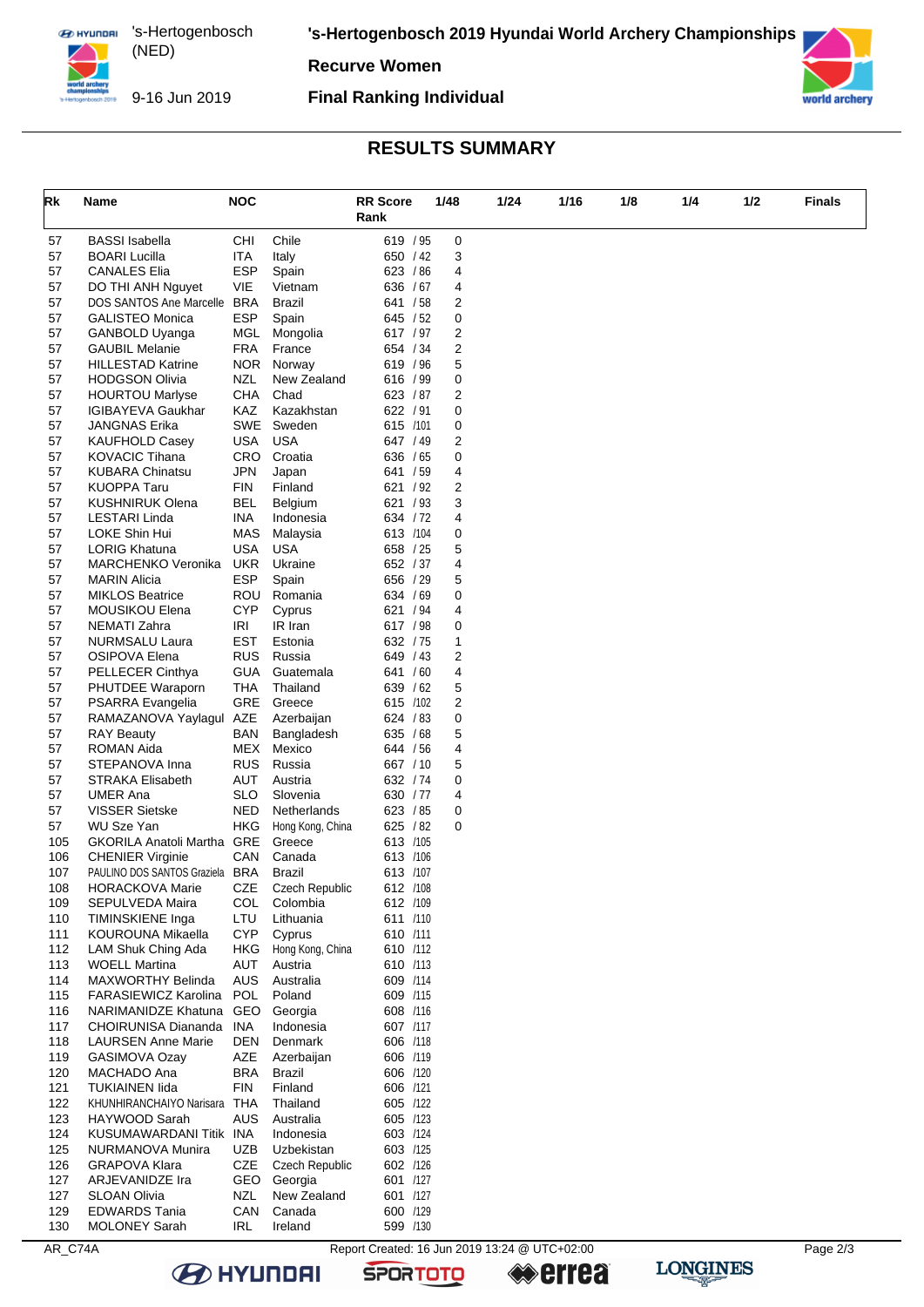# RESULTS SUMMARY

| Rk | Name | NOC | | RR Score Rank | 1/48 | 1/24 | 1/16 | 1/8 | 1/4 | 1/2 | Finals |
|---|---|---|---|---|---|---|---|---|---|---|---|
| 57 | BASSI Isabella | CHI | Chile | 619 / 95 | 0 | | | | | | |
| 57 | BOARI Lucilla | ITA | Italy | 650 / 42 | 3 | | | | | | |
| 57 | CANALES Elia | ESP | Spain | 623 / 86 | 4 | | | | | | |
| 57 | DO THI ANH Nguyet | VIE | Vietnam | 636 / 67 | 4 | | | | | | |
| 57 | DOS SANTOS Ane Marcelle | BRA | Brazil | 641 / 58 | 2 | | | | | | |
| 57 | GALISTEO Monica | ESP | Spain | 645 / 52 | 0 | | | | | | |
| 57 | GANBOLD Uyanga | MGL | Mongolia | 617 / 97 | 2 | | | | | | |
| 57 | GAUBIL Melanie | FRA | France | 654 / 34 | 2 | | | | | | |
| 57 | HILLESTAD Katrine | NOR | Norway | 619 / 96 | 5 | | | | | | |
| 57 | HODGSON Olivia | NZL | New Zealand | 616 / 99 | 0 | | | | | | |
| 57 | HOURTOU Marlyse | CHA | Chad | 623 / 87 | 2 | | | | | | |
| 57 | IGIBAYEVA Gaukhar | KAZ | Kazakhstan | 622 / 91 | 0 | | | | | | |
| 57 | JANGNAS Erika | SWE | Sweden | 615 /101 | 0 | | | | | | |
| 57 | KAUFHOLD Casey | USA | USA | 647 / 49 | 2 | | | | | | |
| 57 | KOVACIC Tihana | CRO | Croatia | 636 / 65 | 0 | | | | | | |
| 57 | KUBARA Chinatsu | JPN | Japan | 641 / 59 | 4 | | | | | | |
| 57 | KUOPPA Taru | FIN | Finland | 621 / 92 | 2 | | | | | | |
| 57 | KUSHNIRUK Olena | BEL | Belgium | 621 / 93 | 3 | | | | | | |
| 57 | LESTARI Linda | INA | Indonesia | 634 / 72 | 4 | | | | | | |
| 57 | LOKE Shin Hui | MAS | Malaysia | 613 /104 | 0 | | | | | | |
| 57 | LORIG Khatuna | USA | USA | 658 / 25 | 5 | | | | | | |
| 57 | MARCHENKO Veronika | UKR | Ukraine | 652 / 37 | 4 | | | | | | |
| 57 | MARIN Alicia | ESP | Spain | 656 / 29 | 5 | | | | | | |
| 57 | MIKLOS Beatrice | ROU | Romania | 634 / 69 | 0 | | | | | | |
| 57 | MOUSIKOU Elena | CYP | Cyprus | 621 / 94 | 4 | | | | | | |
| 57 | NEMATI Zahra | IRI | IR Iran | 617 / 98 | 0 | | | | | | |
| 57 | NURMSALU Laura | EST | Estonia | 632 / 75 | 1 | | | | | | |
| 57 | OSIPOVA Elena | RUS | Russia | 649 / 43 | 2 | | | | | | |
| 57 | PELLECER Cinthya | GUA | Guatemala | 641 / 60 | 4 | | | | | | |
| 57 | PHUTDEE Waraporn | THA | Thailand | 639 / 62 | 5 | | | | | | |
| 57 | PSARRA Evangelia | GRE | Greece | 615 /102 | 2 | | | | | | |
| 57 | RAMAZANOVA Yaylagul | AZE | Azerbaijan | 624 / 83 | 0 | | | | | | |
| 57 | RAY Beauty | BAN | Bangladesh | 635 / 68 | 5 | | | | | | |
| 57 | ROMAN Aida | MEX | Mexico | 644 / 56 | 4 | | | | | | |
| 57 | STEPANOVA Inna | RUS | Russia | 667 / 10 | 5 | | | | | | |
| 57 | STRAKA Elisabeth | AUT | Austria | 632 / 74 | 0 | | | | | | |
| 57 | UMER Ana | SLO | Slovenia | 630 / 77 | 4 | | | | | | |
| 57 | VISSER Sietske | NED | Netherlands | 623 / 85 | 0 | | | | | | |
| 57 | WU Sze Yan | HKG | Hong Kong, China | 625 / 82 | 0 | | | | | | |
| 105 | GKORILA Anatoli Martha | GRE | Greece | 613 /105 | | | | | | | |
| 106 | CHENIER Virginie | CAN | Canada | 613 /106 | | | | | | | |
| 107 | PAULINO DOS SANTOS Graziela | BRA | Brazil | 613 /107 | | | | | | | |
| 108 | HORACKOVA Marie | CZE | Czech Republic | 612 /108 | | | | | | | |
| 109 | SEPULVEDA Maira | COL | Colombia | 612 /109 | | | | | | | |
| 110 | TIMINSKIENE Inga | LTU | Lithuania | 611 /110 | | | | | | | |
| 111 | KOUROUNA Mikaella | CYP | Cyprus | 610 /111 | | | | | | | |
| 112 | LAM Shuk Ching Ada | HKG | Hong Kong, China | 610 /112 | | | | | | | |
| 113 | WOELL Martina | AUT | Austria | 610 /113 | | | | | | | |
| 114 | MAXWORTHY Belinda | AUS | Australia | 609 /114 | | | | | | | |
| 115 | FARASIEWICZ Karolina | POL | Poland | 609 /115 | | | | | | | |
| 116 | NARIMANIDZE Khatuna | GEO | Georgia | 608 /116 | | | | | | | |
| 117 | CHOIRUNISA Diananda | INA | Indonesia | 607 /117 | | | | | | | |
| 118 | LAURSEN Anne Marie | DEN | Denmark | 606 /118 | | | | | | | |
| 119 | GASIMOVA Ozay | AZE | Azerbaijan | 606 /119 | | | | | | | |
| 120 | MACHADO Ana | BRA | Brazil | 606 /120 | | | | | | | |
| 121 | TUKIAINEN Iida | FIN | Finland | 606 /121 | | | | | | | |
| 122 | KHUNHIRANCHAIYO Narisara | THA | Thailand | 605 /122 | | | | | | | |
| 123 | HAYWOOD Sarah | AUS | Australia | 605 /123 | | | | | | | |
| 124 | KUSUMAWARDANI Titik | INA | Indonesia | 603 /124 | | | | | | | |
| 125 | NURMANOVA Munira | UZB | Uzbekistan | 603 /125 | | | | | | | |
| 126 | GRAPOVA Klara | CZE | Czech Republic | 602 /126 | | | | | | | |
| 127 | ARJEVANIDZE Ira | GEO | Georgia | 601 /127 | | | | | | | |
| 127 | SLOAN Olivia | NZL | New Zealand | 601 /127 | | | | | | | |
| 129 | EDWARDS Tania | CAN | Canada | 600 /129 | | | | | | | |
| 130 | MOLONEY Sarah | IRL | Ireland | 599 /130 | | | | | | | |

AR_C74A — Report Created: 16 Jun 2019 13:24 @ UTC+02:00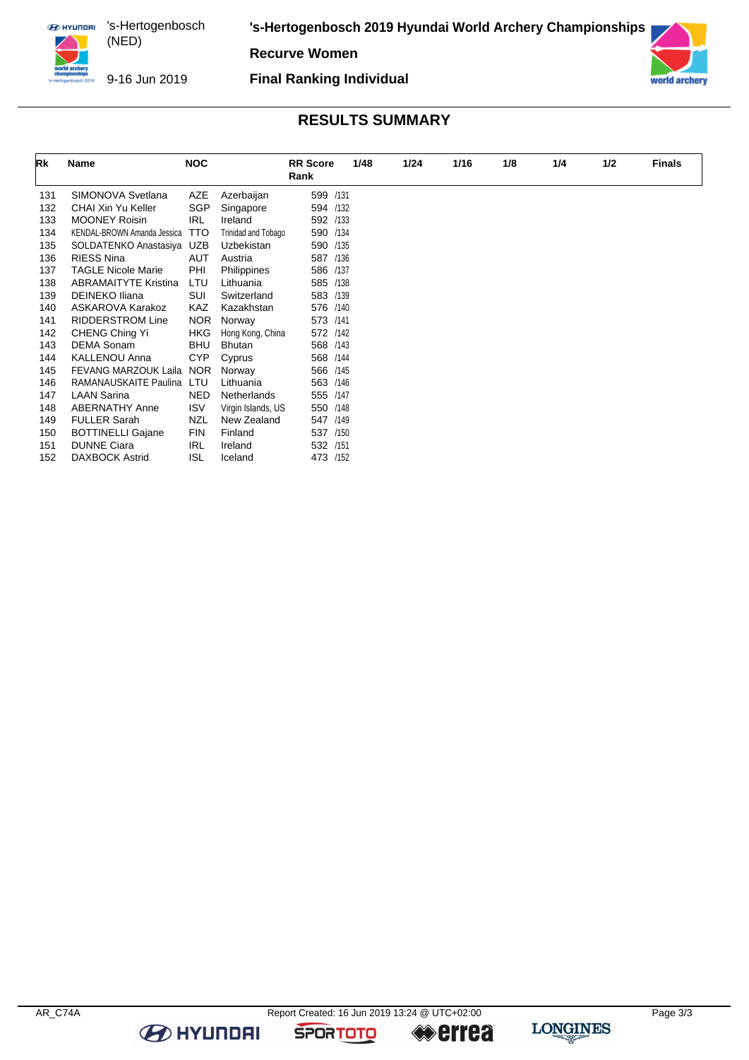# RESULTS SUMMARY

| Rk | Name | NOC | | RR Score Rank | 1/48 | 1/24 | 1/16 | 1/8 | 1/4 | 1/2 | Finals |
|---|---|---|---|---|---|---|---|---|---|---|---|
| 131 | SIMONOVA Svetlana | AZE | Azerbaijan | 599 /131 | | | | | | | |
| 132 | CHAI Xin Yu Keller | SGP | Singapore | 594 /132 | | | | | | | |
| 133 | MOONEY Roisin | IRL | Ireland | 592 /133 | | | | | | | |
| 134 | KENDAL-BROWN Amanda Jessica | TTO | Trinidad and Tobago | 590 /134 | | | | | | | |
| 135 | SOLDATENKO Anastasiya | UZB | Uzbekistan | 590 /135 | | | | | | | |
| 136 | RIESS Nina | AUT | Austria | 587 /136 | | | | | | | |
| 137 | TAGLE Nicole Marie | PHI | Philippines | 586 /137 | | | | | | | |
| 138 | ABRAMAITYTE Kristina | LTU | Lithuania | 585 /138 | | | | | | | |
| 139 | DEINEKO Iliana | SUI | Switzerland | 583 /139 | | | | | | | |
| 140 | ASKAROVA Karakoz | KAZ | Kazakhstan | 576 /140 | | | | | | | |
| 141 | RIDDERSTROM Line | NOR | Norway | 573 /141 | | | | | | | |
| 142 | CHENG Ching Yi | HKG | Hong Kong, China | 572 /142 | | | | | | | |
| 143 | DEMA Sonam | BHU | Bhutan | 568 /143 | | | | | | | |
| 144 | KALLENOU Anna | CYP | Cyprus | 568 /144 | | | | | | | |
| 145 | FEVANG MARZOUK Laila | NOR | Norway | 566 /145 | | | | | | | |
| 146 | RAMANAUSKAITE Paulina | LTU | Lithuania | 563 /146 | | | | | | | |
| 147 | LAAN Sarina | NED | Netherlands | 555 /147 | | | | | | | |
| 148 | ABERNATHY Anne | ISV | Virgin Islands, US | 550 /148 | | | | | | | |
| 149 | FULLER Sarah | NZL | New Zealand | 547 /149 | | | | | | | |
| 150 | BOTTINELLI Gajane | FIN | Finland | 537 /150 | | | | | | | |
| 151 | DUNNE Ciara | IRL | Ireland | 532 /151 | | | | | | | |
| 152 | DAXBOCK Astrid | ISL | Iceland | 473 /152 | | | | | | | |

AR_C74A Report Created: 16 Jun 2019 13:24 @ UTC+02:00